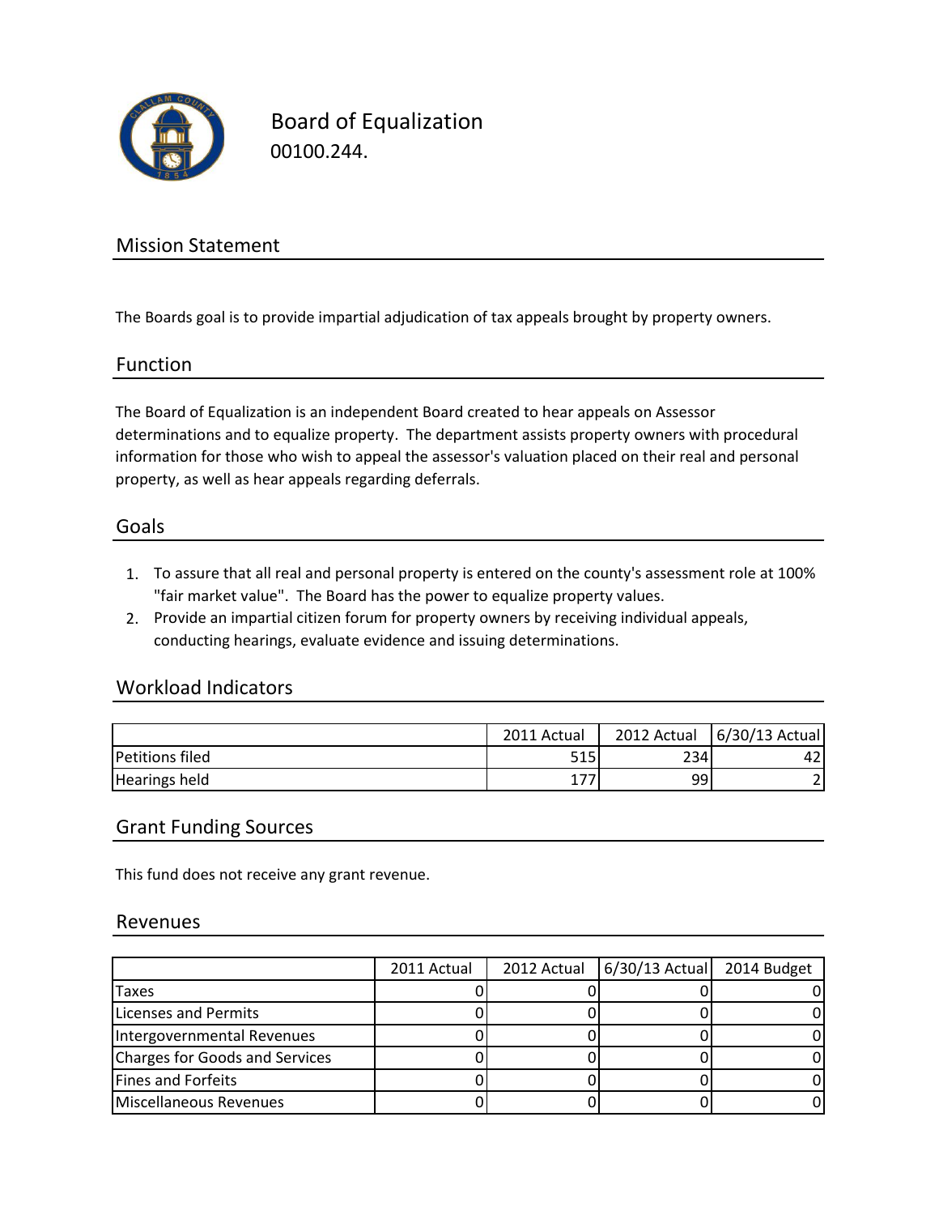# Board of Equalization

00100.244.

## Mission Statement

The Boards goal is to provide impartial adjudication of tax appeals brought by property owners.

## Function

The Board of Equalization is an independent Board created to hear appeals on Assessor determinations and to equalize property. The department assists property owners with procedural information for those who wish to appeal the assessor's valuation placed on their real and personal property, as well as hear appeals regarding deferrals.

## Goals

1. To assure that all real and personal property is entered on the county's assessment role at 100% "fair market value". The Board has the power to equalize property values.
2. Provide an impartial citizen forum for property owners by receiving individual appeals, conducting hearings, evaluate evidence and issuing determinations.

## Workload Indicators

| | 2011 Actual | 2012 Actual | 6/30/13 Actual |
|---|---|---|---|
| Petitions filed | 515 | 234 | 42 |
| Hearings held | 177 | 99 | 2 |

## Grant Funding Sources

This fund does not receive any grant revenue.

## Revenues

| | 2011 Actual | 2012 Actual | 6/30/13 Actual | 2014 Budget |
|---|---|---|---|---|
| Taxes | 0 | 0 | 0 | 0 |
| Licenses and Permits | 0 | 0 | 0 | 0 |
| Intergovernmental Revenues | 0 | 0 | 0 | 0 |
| Charges for Goods and Services | 0 | 0 | 0 | 0 |
| Fines and Forfeits | 0 | 0 | 0 | 0 |
| Miscellaneous Revenues | 0 | 0 | 0 | 0 |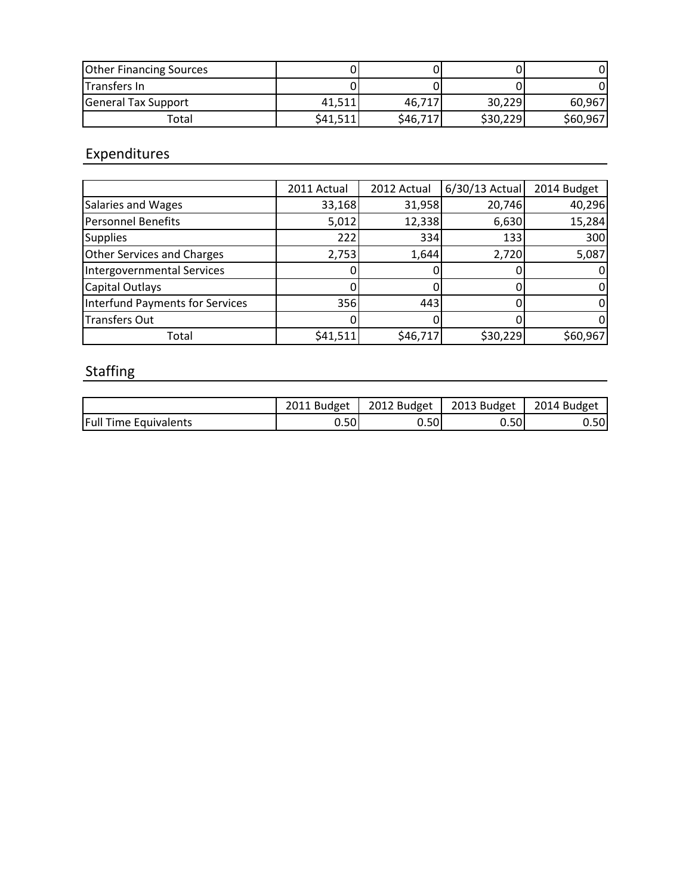| | | | | |
|---|---|---|---|---|
| Other Financing Sources | 0 | 0 | 0 | 0 |
| Transfers In | 0 | 0 | 0 | 0 |
| General Tax Support | 41,511 | 46,717 | 30,229 | 60,967 |
| Total | $41,511 | $46,717 | $30,229 | $60,967 |

## Expenditures

| | 2011 Actual | 2012 Actual | 6/30/13 Actual | 2014 Budget |
|---|---|---|---|---|
| Salaries and Wages | 33,168 | 31,958 | 20,746 | 40,296 |
| Personnel Benefits | 5,012 | 12,338 | 6,630 | 15,284 |
| Supplies | 222 | 334 | 133 | 300 |
| Other Services and Charges | 2,753 | 1,644 | 2,720 | 5,087 |
| Intergovernmental Services | 0 | 0 | 0 | 0 |
| Capital Outlays | 0 | 0 | 0 | 0 |
| Interfund Payments for Services | 356 | 443 | 0 | 0 |
| Transfers Out | 0 | 0 | 0 | 0 |
| Total | $41,511 | $46,717 | $30,229 | $60,967 |

## Staffing

| | 2011 Budget | 2012 Budget | 2013 Budget | 2014 Budget |
|---|---|---|---|---|
| Full Time Equivalents | 0.50 | 0.50 | 0.50 | 0.50 |